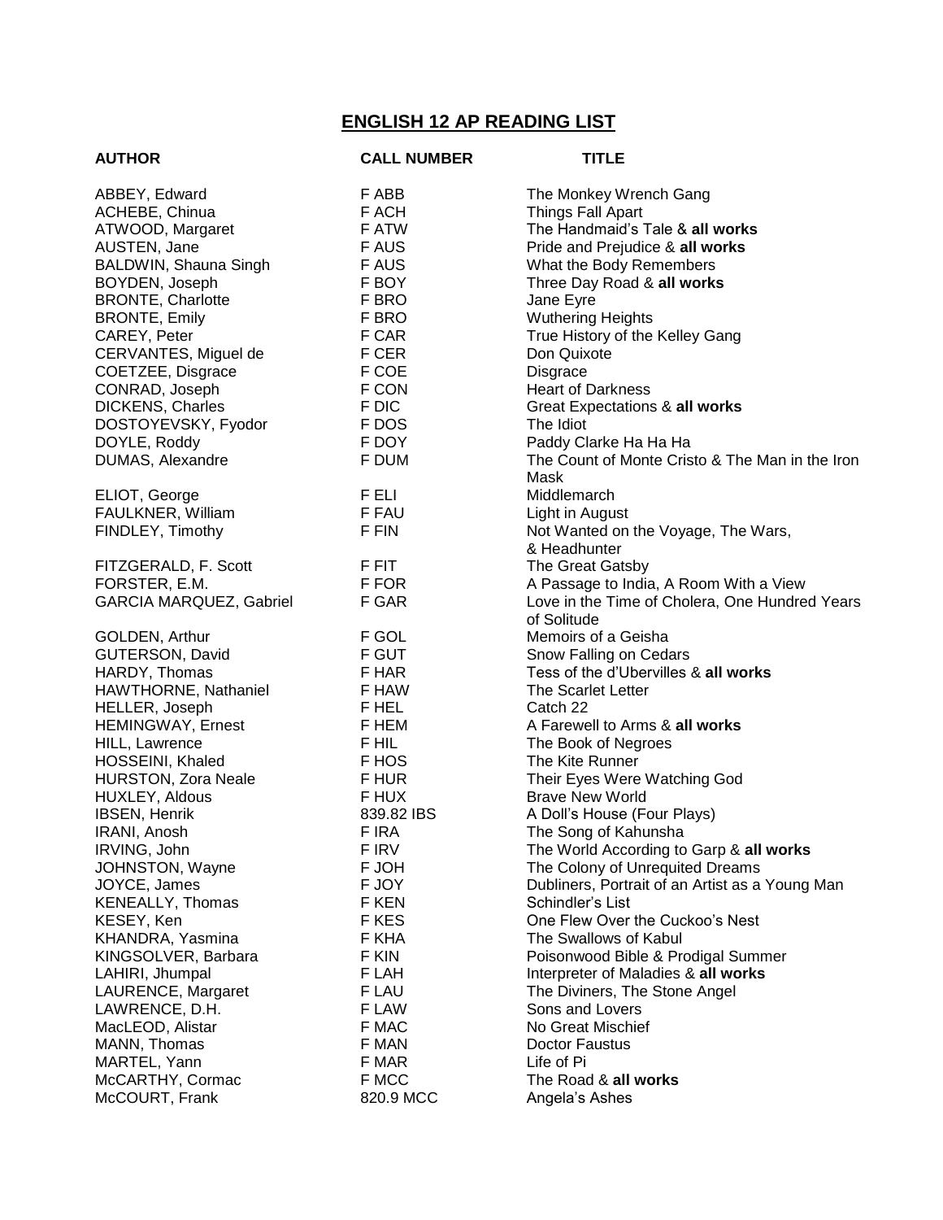# <u>ENGLISH 12 AP READING LIST</u>

| **AUTHOR** | **CALL NUMBER** | **TITLE** |
|---|---|---|
| ABBEY, Edward | F ABB | The Monkey Wrench Gang |
| ACHEBE, Chinua | F ACH | Things Fall Apart |
| ATWOOD, Margaret | F ATW | The Handmaid's Tale & **all works** |
| AUSTEN, Jane | F AUS | Pride and Prejudice & **all works** |
| BALDWIN, Shauna Singh | F AUS | What the Body Remembers |
| BOYDEN, Joseph | F BOY | Three Day Road & **all works** |
| BRONTE, Charlotte | F BRO | Jane Eyre |
| BRONTE, Emily | F BRO | Wuthering Heights |
| CAREY, Peter | F CAR | True History of the Kelley Gang |
| CERVANTES, Miguel de | F CER | Don Quixote |
| COETZEE, Disgrace | F COE | Disgrace |
| CONRAD, Joseph | F CON | Heart of Darkness |
| DICKENS, Charles | F DIC | Great Expectations & **all works** |
| DOSTOYEVSKY, Fyodor | F DOS | The Idiot |
| DOYLE, Roddy | F DOY | Paddy Clarke Ha Ha Ha |
| DUMAS, Alexandre | F DUM | The Count of Monte Cristo & The Man in the Iron Mask |
| ELIOT, George | F ELI | Middlemarch |
| FAULKNER, William | F FAU | Light in August |
| FINDLEY, Timothy | F FIN | Not Wanted on the Voyage, The Wars, & Headhunter |
| FITZGERALD, F. Scott | F FIT | The Great Gatsby |
| FORSTER, E.M. | F FOR | A Passage to India, A Room With a View |
| GARCIA MARQUEZ, Gabriel | F GAR | Love in the Time of Cholera, One Hundred Years of Solitude |
| GOLDEN, Arthur | F GOL | Memoirs of a Geisha |
| GUTERSON, David | F GUT | Snow Falling on Cedars |
| HARDY, Thomas | F HAR | Tess of the d'Ubervilles & **all works** |
| HAWTHORNE, Nathaniel | F HAW | The Scarlet Letter |
| HELLER, Joseph | F HEL | Catch 22 |
| HEMINGWAY, Ernest | F HEM | A Farewell to Arms & **all works** |
| HILL, Lawrence | F HIL | The Book of Negroes |
| HOSSEINI, Khaled | F HOS | The Kite Runner |
| HURSTON, Zora Neale | F HUR | Their Eyes Were Watching God |
| HUXLEY, Aldous | F HUX | Brave New World |
| IBSEN, Henrik | 839.82 IBS | A Doll's House (Four Plays) |
| IRANI, Anosh | F IRA | The Song of Kahunsha |
| IRVING, John | F IRV | The World According to Garp & **all works** |
| JOHNSTON, Wayne | F JOH | The Colony of Unrequited Dreams |
| JOYCE, James | F JOY | Dubliners, Portrait of an Artist as a Young Man |
| KENEALLY, Thomas | F KEN | Schindler's List |
| KESEY, Ken | F KES | One Flew Over the Cuckoo's Nest |
| KHANDRA, Yasmina | F KHA | The Swallows of Kabul |
| KINGSOLVER, Barbara | F KIN | Poisonwood Bible & Prodigal Summer |
| LAHIRI, Jhumpal | F LAH | Interpreter of Maladies & **all works** |
| LAURENCE, Margaret | F LAU | The Diviners, The Stone Angel |
| LAWRENCE, D.H. | F LAW | Sons and Lovers |
| MacLEOD, Alistar | F MAC | No Great Mischief |
| MANN, Thomas | F MAN | Doctor Faustus |
| MARTEL, Yann | F MAR | Life of Pi |
| McCARTHY, Cormac | F MCC | The Road & **all works** |
| McCOURT, Frank | 820.9 MCC | Angela's Ashes |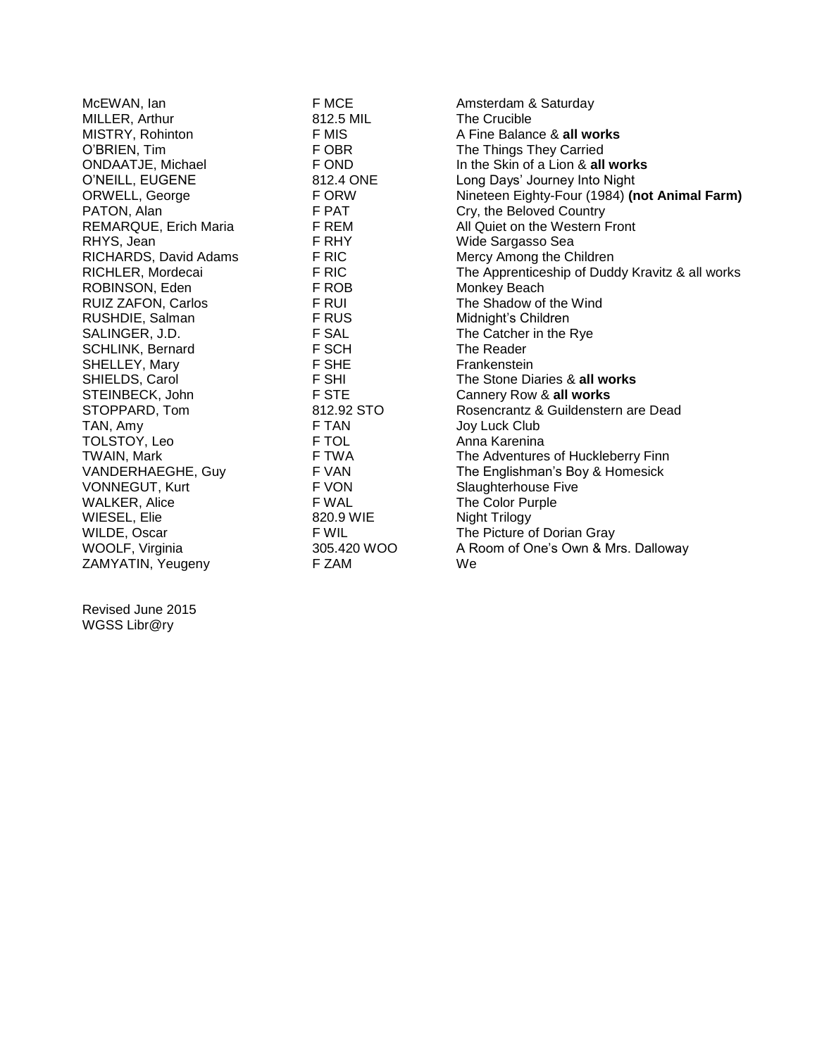| | | |
|---|---|---|
| McEWAN, Ian | F MCE | Amsterdam & Saturday |
| MILLER, Arthur | 812.5 MIL | The Crucible |
| MISTRY, Rohinton | F MIS | A Fine Balance & **all works** |
| O'BRIEN, Tim | F OBR | The Things They Carried |
| ONDAATJE, Michael | F OND | In the Skin of a Lion & **all works** |
| O'NEILL, EUGENE | 812.4 ONE | Long Days' Journey Into Night |
| ORWELL, George | F ORW | Nineteen Eighty-Four (1984) **(not Animal Farm)** |
| PATON, Alan | F PAT | Cry, the Beloved Country |
| REMARQUE, Erich Maria | F REM | All Quiet on the Western Front |
| RHYS, Jean | F RHY | Wide Sargasso Sea |
| RICHARDS, David Adams | F RIC | Mercy Among the Children |
| RICHLER, Mordecai | F RIC | The Apprenticeship of Duddy Kravitz & all works |
| ROBINSON, Eden | F ROB | Monkey Beach |
| RUIZ ZAFON, Carlos | F RUI | The Shadow of the Wind |
| RUSHDIE, Salman | F RUS | Midnight's Children |
| SALINGER, J.D. | F SAL | The Catcher in the Rye |
| SCHLINK, Bernard | F SCH | The Reader |
| SHELLEY, Mary | F SHE | Frankenstein |
| SHIELDS, Carol | F SHI | The Stone Diaries & **all works** |
| STEINBECK, John | F STE | Cannery Row & **all works** |
| STOPPARD, Tom | 812.92 STO | Rosencrantz & Guildenstern are Dead |
| TAN, Amy | F TAN | Joy Luck Club |
| TOLSTOY, Leo | F TOL | Anna Karenina |
| TWAIN, Mark | F TWA | The Adventures of Huckleberry Finn |
| VANDERHAEGHE, Guy | F VAN | The Englishman's Boy & Homesick |
| VONNEGUT, Kurt | F VON | Slaughterhouse Five |
| WALKER, Alice | F WAL | The Color Purple |
| WIESEL, Elie | 820.9 WIE | Night Trilogy |
| WILDE, Oscar | F WIL | The Picture of Dorian Gray |
| WOOLF, Virginia | 305.420 WOO | A Room of One's Own & Mrs. Dalloway |
| ZAMYATIN, Yeugeny | F ZAM | We |

Revised June 2015
WGSS Libr@ry